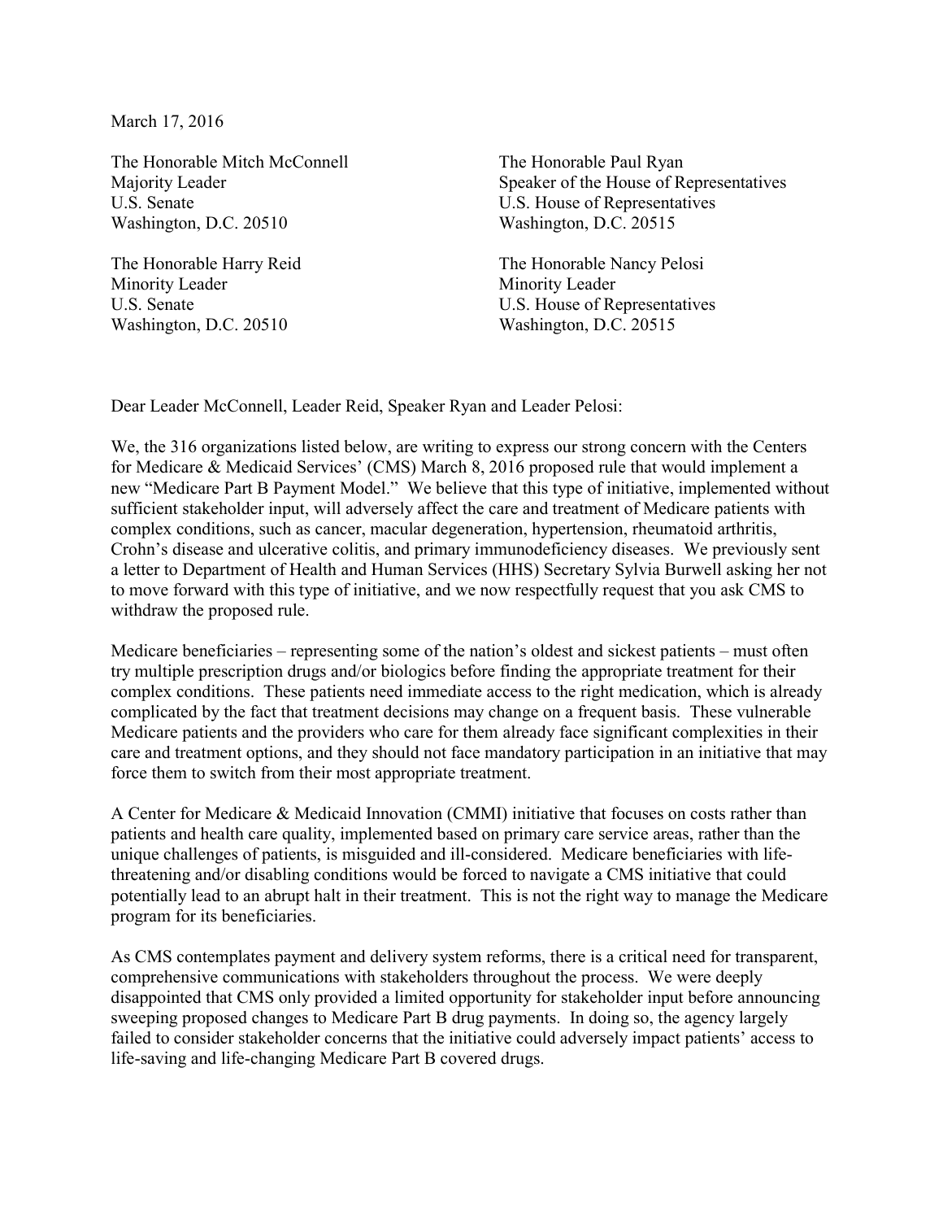March 17, 2016

The Honorable Mitch McConnell
Majority Leader
U.S. Senate
Washington, D.C. 20510

The Honorable Paul Ryan
Speaker of the House of Representatives
U.S. House of Representatives
Washington, D.C. 20515

The Honorable Harry Reid
Minority Leader
U.S. Senate
Washington, D.C. 20510

The Honorable Nancy Pelosi
Minority Leader
U.S. House of Representatives
Washington, D.C. 20515

Dear Leader McConnell, Leader Reid, Speaker Ryan and Leader Pelosi:

We, the 316 organizations listed below, are writing to express our strong concern with the Centers for Medicare & Medicaid Services' (CMS) March 8, 2016 proposed rule that would implement a new "Medicare Part B Payment Model." We believe that this type of initiative, implemented without sufficient stakeholder input, will adversely affect the care and treatment of Medicare patients with complex conditions, such as cancer, macular degeneration, hypertension, rheumatoid arthritis, Crohn's disease and ulcerative colitis, and primary immunodeficiency diseases. We previously sent a letter to Department of Health and Human Services (HHS) Secretary Sylvia Burwell asking her not to move forward with this type of initiative, and we now respectfully request that you ask CMS to withdraw the proposed rule.

Medicare beneficiaries – representing some of the nation's oldest and sickest patients – must often try multiple prescription drugs and/or biologics before finding the appropriate treatment for their complex conditions. These patients need immediate access to the right medication, which is already complicated by the fact that treatment decisions may change on a frequent basis. These vulnerable Medicare patients and the providers who care for them already face significant complexities in their care and treatment options, and they should not face mandatory participation in an initiative that may force them to switch from their most appropriate treatment.

A Center for Medicare & Medicaid Innovation (CMMI) initiative that focuses on costs rather than patients and health care quality, implemented based on primary care service areas, rather than the unique challenges of patients, is misguided and ill-considered. Medicare beneficiaries with life-threatening and/or disabling conditions would be forced to navigate a CMS initiative that could potentially lead to an abrupt halt in their treatment. This is not the right way to manage the Medicare program for its beneficiaries.

As CMS contemplates payment and delivery system reforms, there is a critical need for transparent, comprehensive communications with stakeholders throughout the process. We were deeply disappointed that CMS only provided a limited opportunity for stakeholder input before announcing sweeping proposed changes to Medicare Part B drug payments. In doing so, the agency largely failed to consider stakeholder concerns that the initiative could adversely impact patients' access to life-saving and life-changing Medicare Part B covered drugs.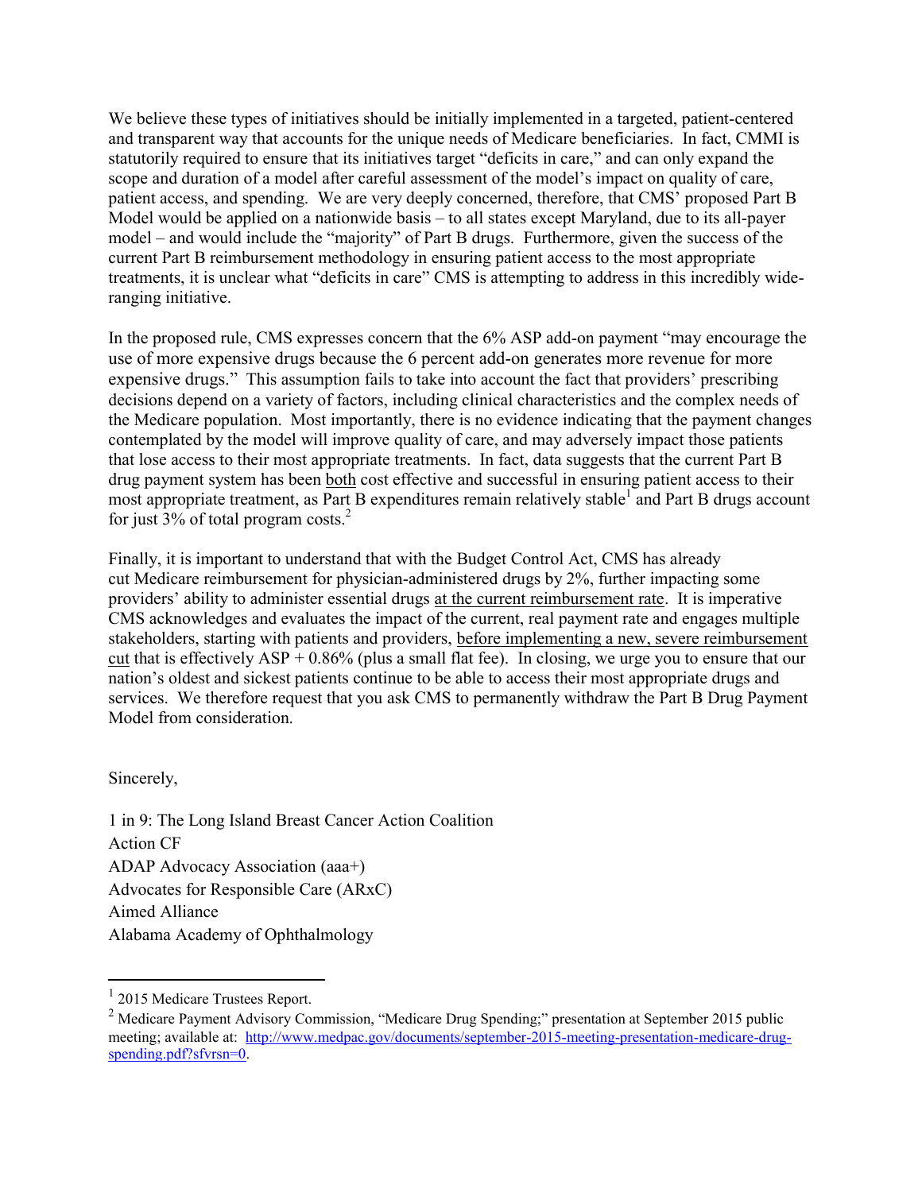We believe these types of initiatives should be initially implemented in a targeted, patient-centered and transparent way that accounts for the unique needs of Medicare beneficiaries. In fact, CMMI is statutorily required to ensure that its initiatives target "deficits in care," and can only expand the scope and duration of a model after careful assessment of the model's impact on quality of care, patient access, and spending. We are very deeply concerned, therefore, that CMS' proposed Part B Model would be applied on a nationwide basis – to all states except Maryland, due to its all-payer model – and would include the "majority" of Part B drugs. Furthermore, given the success of the current Part B reimbursement methodology in ensuring patient access to the most appropriate treatments, it is unclear what "deficits in care" CMS is attempting to address in this incredibly wide-ranging initiative.

In the proposed rule, CMS expresses concern that the 6% ASP add-on payment "may encourage the use of more expensive drugs because the 6 percent add-on generates more revenue for more expensive drugs." This assumption fails to take into account the fact that providers' prescribing decisions depend on a variety of factors, including clinical characteristics and the complex needs of the Medicare population. Most importantly, there is no evidence indicating that the payment changes contemplated by the model will improve quality of care, and may adversely impact those patients that lose access to their most appropriate treatments. In fact, data suggests that the current Part B drug payment system has been <u>both</u> cost effective and successful in ensuring patient access to their most appropriate treatment, as Part B expenditures remain relatively stable[1] and Part B drugs account for just 3% of total program costs.[2]

Finally, it is important to understand that with the Budget Control Act, CMS has already cut Medicare reimbursement for physician-administered drugs by 2%, further impacting some providers' ability to administer essential drugs <u>at the current reimbursement rate</u>. It is imperative CMS acknowledges and evaluates the impact of the current, real payment rate and engages multiple stakeholders, starting with patients and providers, <u>before implementing a new, severe reimbursement cut</u> that is effectively ASP + 0.86% (plus a small flat fee). In closing, we urge you to ensure that our nation's oldest and sickest patients continue to be able to access their most appropriate drugs and services. We therefore request that you ask CMS to permanently withdraw the Part B Drug Payment Model from consideration.

Sincerely,

1 in 9: The Long Island Breast Cancer Action Coalition
Action CF
ADAP Advocacy Association (aaa+)
Advocates for Responsible Care (ARxC)
Aimed Alliance
Alabama Academy of Ophthalmology

---

[1] 2015 Medicare Trustees Report.

[2] Medicare Payment Advisory Commission, "Medicare Drug Spending;" presentation at September 2015 public meeting; available at: http://www.medpac.gov/documents/september-2015-meeting-presentation-medicare-drug-spending.pdf?sfvrsn=0.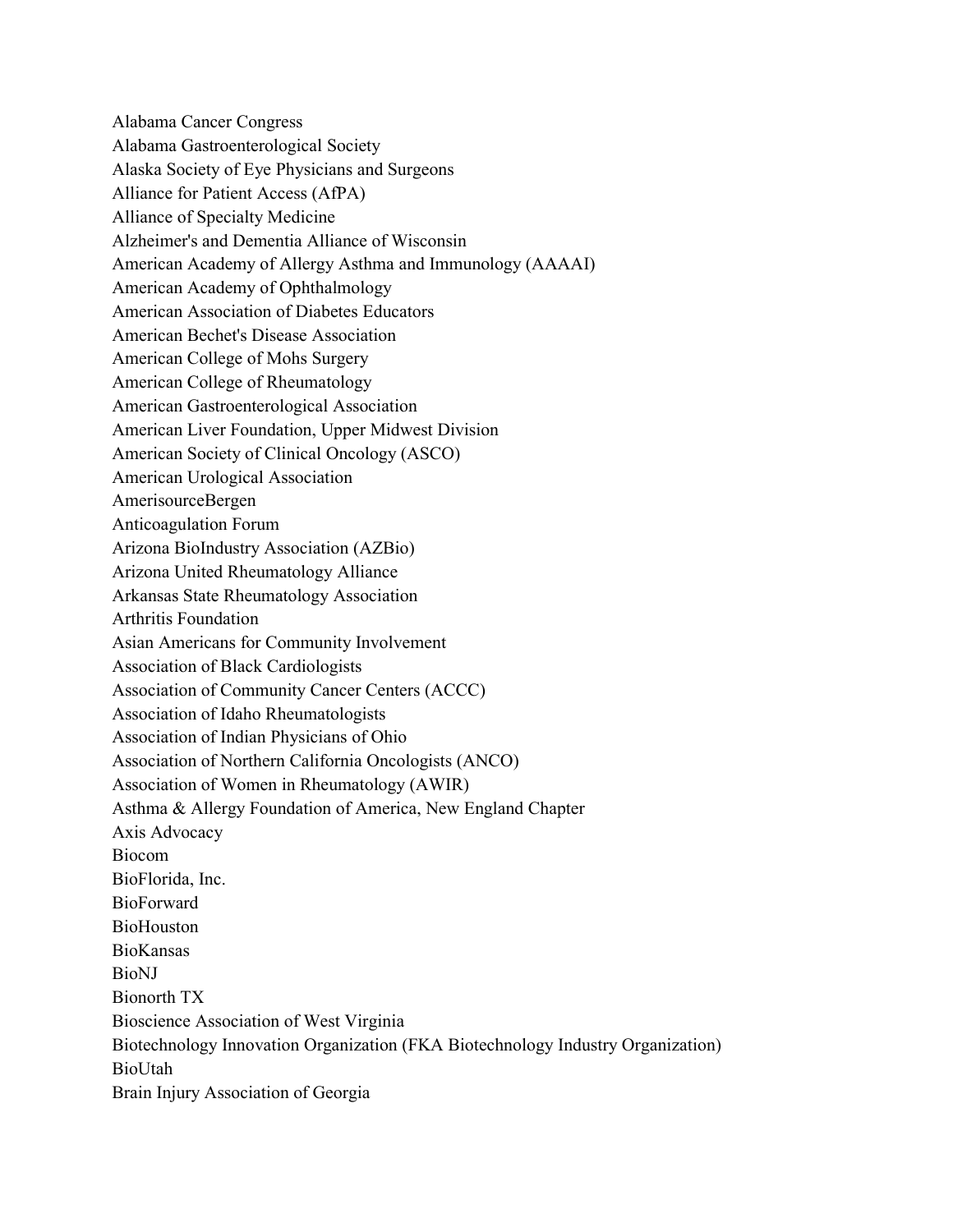Alabama Cancer Congress
Alabama Gastroenterological Society
Alaska Society of Eye Physicians and Surgeons
Alliance for Patient Access (AfPA)
Alliance of Specialty Medicine
Alzheimer's and Dementia Alliance of Wisconsin
American Academy of Allergy Asthma and Immunology (AAAAI)
American Academy of Ophthalmology
American Association of Diabetes Educators
American Bechet's Disease Association
American College of Mohs Surgery
American College of Rheumatology
American Gastroenterological Association
American Liver Foundation, Upper Midwest Division
American Society of Clinical Oncology (ASCO)
American Urological Association
AmerisourceBergen
Anticoagulation Forum
Arizona BioIndustry Association (AZBio)
Arizona United Rheumatology Alliance
Arkansas State Rheumatology Association
Arthritis Foundation
Asian Americans for Community Involvement
Association of Black Cardiologists
Association of Community Cancer Centers (ACCC)
Association of Idaho Rheumatologists
Association of Indian Physicians of Ohio
Association of Northern California Oncologists (ANCO)
Association of Women in Rheumatology (AWIR)
Asthma & Allergy Foundation of America, New England Chapter
Axis Advocacy
Biocom
BioFlorida, Inc.
BioForward
BioHouston
BioKansas
BioNJ
Bionorth TX
Bioscience Association of West Virginia
Biotechnology Innovation Organization (FKA Biotechnology Industry Organization)
BioUtah
Brain Injury Association of Georgia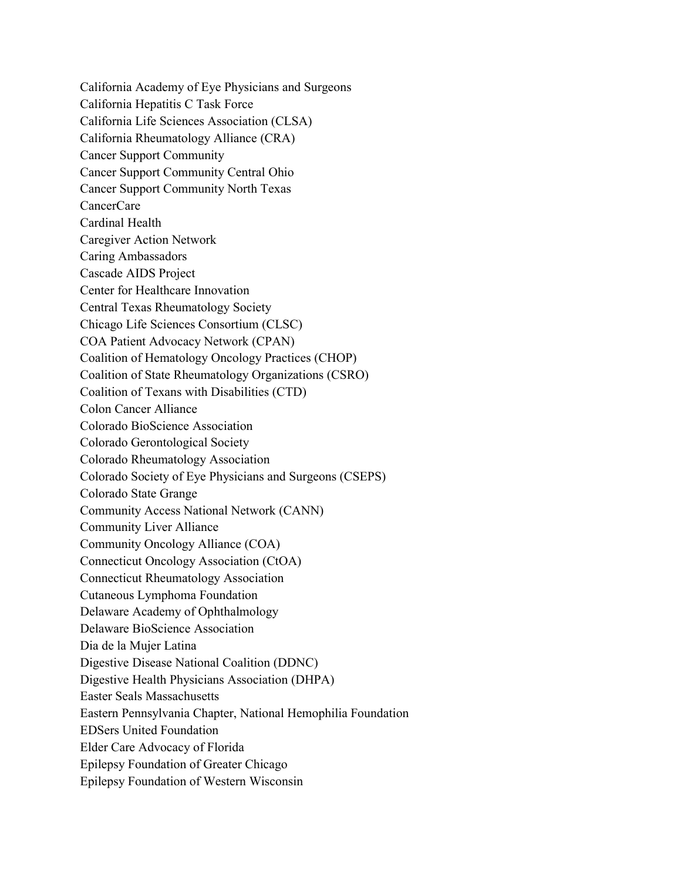California Academy of Eye Physicians and Surgeons
California Hepatitis C Task Force
California Life Sciences Association (CLSA)
California Rheumatology Alliance (CRA)
Cancer Support Community
Cancer Support Community Central Ohio
Cancer Support Community North Texas
CancerCare
Cardinal Health
Caregiver Action Network
Caring Ambassadors
Cascade AIDS Project
Center for Healthcare Innovation
Central Texas Rheumatology Society
Chicago Life Sciences Consortium (CLSC)
COA Patient Advocacy Network (CPAN)
Coalition of Hematology Oncology Practices (CHOP)
Coalition of State Rheumatology Organizations (CSRO)
Coalition of Texans with Disabilities (CTD)
Colon Cancer Alliance
Colorado BioScience Association
Colorado Gerontological Society
Colorado Rheumatology Association
Colorado Society of Eye Physicians and Surgeons (CSEPS)
Colorado State Grange
Community Access National Network (CANN)
Community Liver Alliance
Community Oncology Alliance (COA)
Connecticut Oncology Association (CtOA)
Connecticut Rheumatology Association
Cutaneous Lymphoma Foundation
Delaware Academy of Ophthalmology
Delaware BioScience Association
Dia de la Mujer Latina
Digestive Disease National Coalition (DDNC)
Digestive Health Physicians Association (DHPA)
Easter Seals Massachusetts
Eastern Pennsylvania Chapter, National Hemophilia Foundation
EDSers United Foundation
Elder Care Advocacy of Florida
Epilepsy Foundation of Greater Chicago
Epilepsy Foundation of Western Wisconsin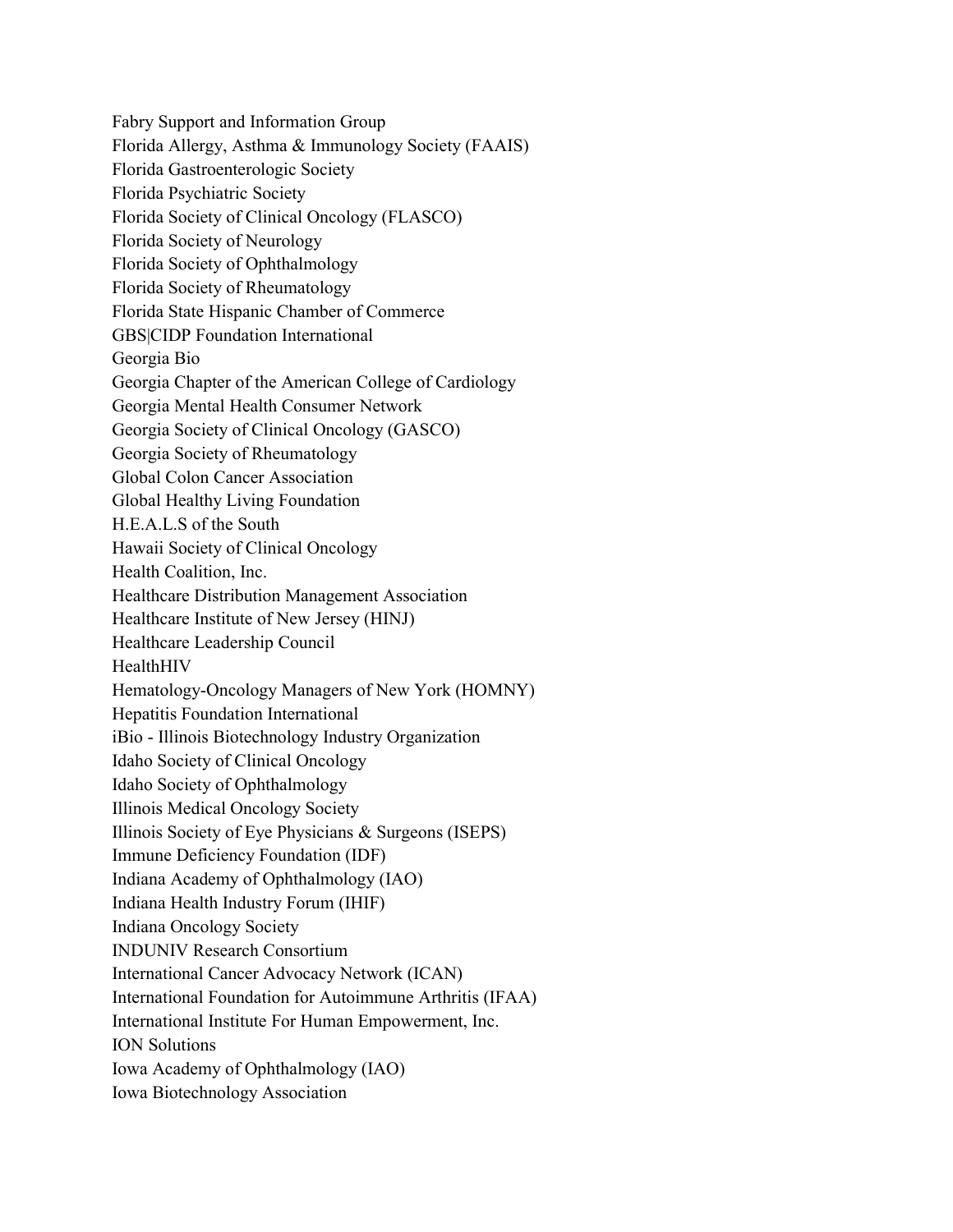Fabry Support and Information Group
Florida Allergy, Asthma & Immunology Society (FAAIS)
Florida Gastroenterologic Society
Florida Psychiatric Society
Florida Society of Clinical Oncology (FLASCO)
Florida Society of Neurology
Florida Society of Ophthalmology
Florida Society of Rheumatology
Florida State Hispanic Chamber of Commerce
GBS|CIDP Foundation International
Georgia Bio
Georgia Chapter of the American College of Cardiology
Georgia Mental Health Consumer Network
Georgia Society of Clinical Oncology (GASCO)
Georgia Society of Rheumatology
Global Colon Cancer Association
Global Healthy Living Foundation
H.E.A.L.S of the South
Hawaii Society of Clinical Oncology
Health Coalition, Inc.
Healthcare Distribution Management Association
Healthcare Institute of New Jersey (HINJ)
Healthcare Leadership Council
HealthHIV
Hematology-Oncology Managers of New York (HOMNY)
Hepatitis Foundation International
iBio - Illinois Biotechnology Industry Organization
Idaho Society of Clinical Oncology
Idaho Society of Ophthalmology
Illinois Medical Oncology Society
Illinois Society of Eye Physicians & Surgeons (ISEPS)
Immune Deficiency Foundation (IDF)
Indiana Academy of Ophthalmology (IAO)
Indiana Health Industry Forum (IHIF)
Indiana Oncology Society
INDUNIV Research Consortium
International Cancer Advocacy Network (ICAN)
International Foundation for Autoimmune Arthritis (IFAA)
International Institute For Human Empowerment, Inc.
ION Solutions
Iowa Academy of Ophthalmology (IAO)
Iowa Biotechnology Association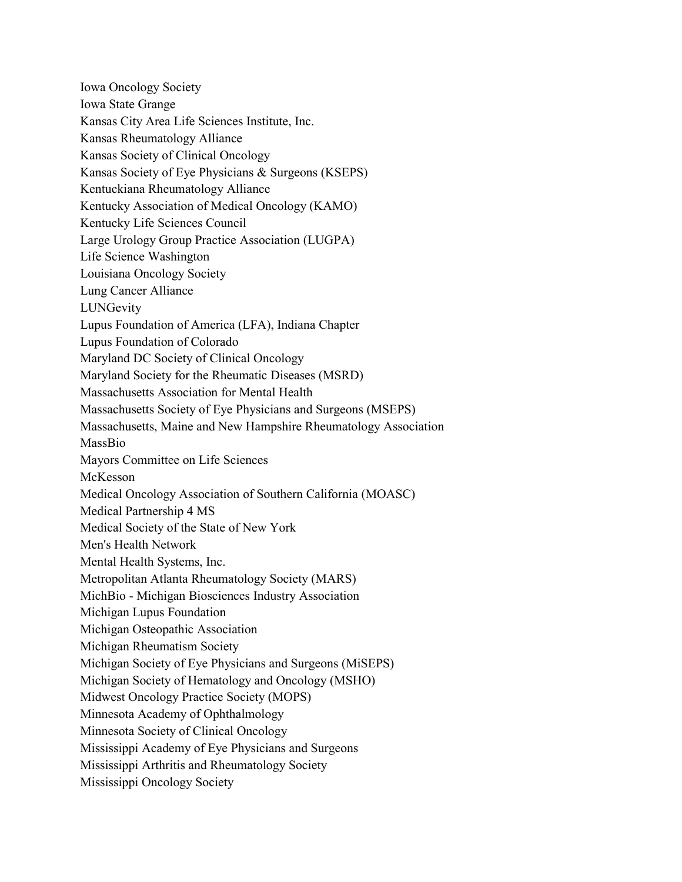Iowa Oncology Society
Iowa State Grange
Kansas City Area Life Sciences Institute, Inc.
Kansas Rheumatology Alliance
Kansas Society of Clinical Oncology
Kansas Society of Eye Physicians & Surgeons (KSEPS)
Kentuckiana Rheumatology Alliance
Kentucky Association of Medical Oncology (KAMO)
Kentucky Life Sciences Council
Large Urology Group Practice Association (LUGPA)
Life Science Washington
Louisiana Oncology Society
Lung Cancer Alliance
LUNGevity
Lupus Foundation of America (LFA), Indiana Chapter
Lupus Foundation of Colorado
Maryland DC Society of Clinical Oncology
Maryland Society for the Rheumatic Diseases (MSRD)
Massachusetts Association for Mental Health
Massachusetts Society of Eye Physicians and Surgeons (MSEPS)
Massachusetts, Maine and New Hampshire Rheumatology Association
MassBio
Mayors Committee on Life Sciences
McKesson
Medical Oncology Association of Southern California (MOASC)
Medical Partnership 4 MS
Medical Society of the State of New York
Men's Health Network
Mental Health Systems, Inc.
Metropolitan Atlanta Rheumatology Society (MARS)
MichBio - Michigan Biosciences Industry Association
Michigan Lupus Foundation
Michigan Osteopathic Association
Michigan Rheumatism Society
Michigan Society of Eye Physicians and Surgeons (MiSEPS)
Michigan Society of Hematology and Oncology (MSHO)
Midwest Oncology Practice Society (MOPS)
Minnesota Academy of Ophthalmology
Minnesota Society of Clinical Oncology
Mississippi Academy of Eye Physicians and Surgeons
Mississippi Arthritis and Rheumatology Society
Mississippi Oncology Society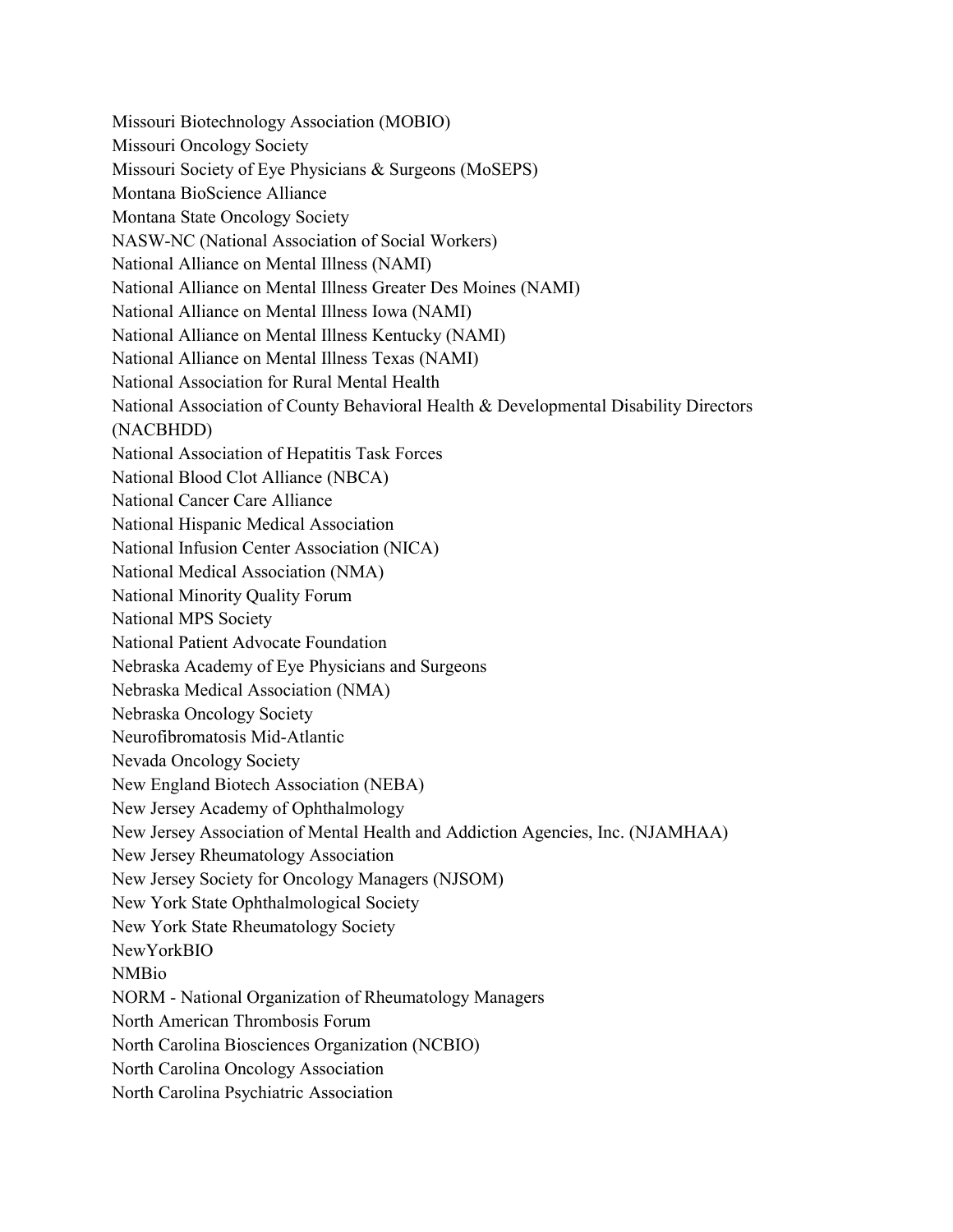Missouri Biotechnology Association (MOBIO)
Missouri Oncology Society
Missouri Society of Eye Physicians & Surgeons (MoSEPS)
Montana BioScience Alliance
Montana State Oncology Society
NASW-NC (National Association of Social Workers)
National Alliance on Mental Illness (NAMI)
National Alliance on Mental Illness Greater Des Moines (NAMI)
National Alliance on Mental Illness Iowa (NAMI)
National Alliance on Mental Illness Kentucky (NAMI)
National Alliance on Mental Illness Texas (NAMI)
National Association for Rural Mental Health
National Association of County Behavioral Health & Developmental Disability Directors (NACBHDD)
National Association of Hepatitis Task Forces
National Blood Clot Alliance (NBCA)
National Cancer Care Alliance
National Hispanic Medical Association
National Infusion Center Association (NICA)
National Medical Association (NMA)
National Minority Quality Forum
National MPS Society
National Patient Advocate Foundation
Nebraska Academy of Eye Physicians and Surgeons
Nebraska Medical Association (NMA)
Nebraska Oncology Society
Neurofibromatosis Mid-Atlantic
Nevada Oncology Society
New England Biotech Association (NEBA)
New Jersey Academy of Ophthalmology
New Jersey Association of Mental Health and Addiction Agencies, Inc. (NJAMHAA)
New Jersey Rheumatology Association
New Jersey Society for Oncology Managers (NJSOM)
New York State Ophthalmological Society
New York State Rheumatology Society
NewYorkBIO
NMBio
NORM - National Organization of Rheumatology Managers
North American Thrombosis Forum
North Carolina Biosciences Organization (NCBIO)
North Carolina Oncology Association
North Carolina Psychiatric Association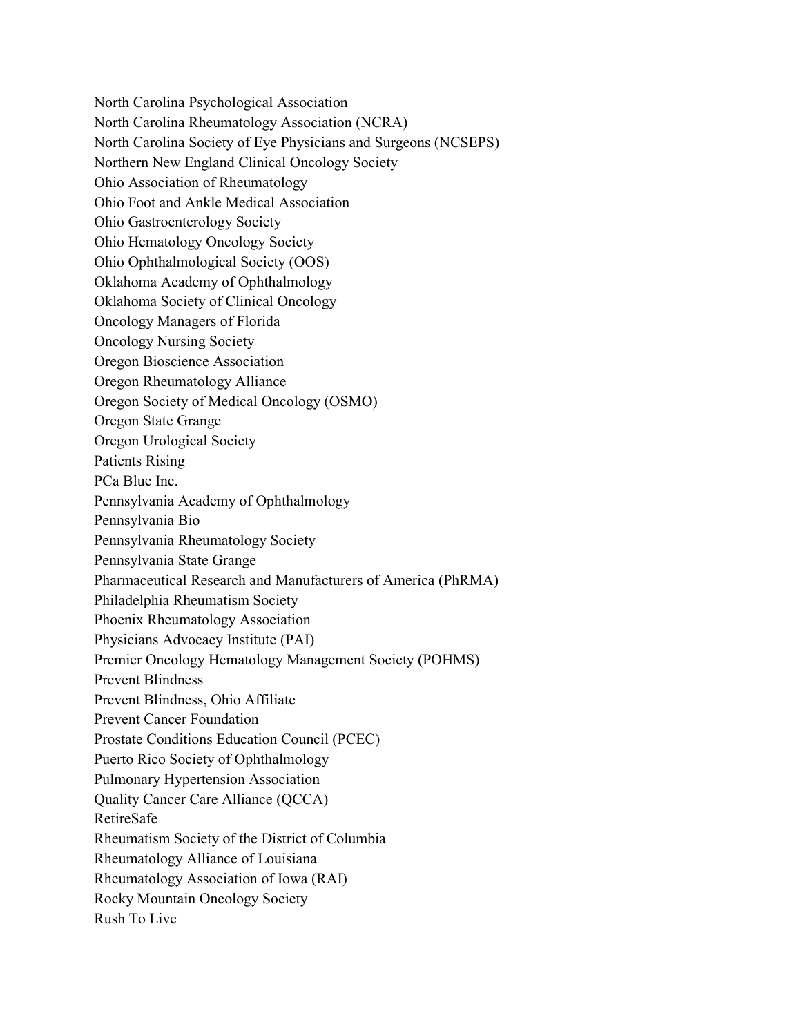North Carolina Psychological Association
North Carolina Rheumatology Association (NCRA)
North Carolina Society of Eye Physicians and Surgeons (NCSEPS)
Northern New England Clinical Oncology Society
Ohio Association of Rheumatology
Ohio Foot and Ankle Medical Association
Ohio Gastroenterology Society
Ohio Hematology Oncology Society
Ohio Ophthalmological Society (OOS)
Oklahoma Academy of Ophthalmology
Oklahoma Society of Clinical Oncology
Oncology Managers of Florida
Oncology Nursing Society
Oregon Bioscience Association
Oregon Rheumatology Alliance
Oregon Society of Medical Oncology (OSMO)
Oregon State Grange
Oregon Urological Society
Patients Rising
PCa Blue Inc.
Pennsylvania Academy of Ophthalmology
Pennsylvania Bio
Pennsylvania Rheumatology Society
Pennsylvania State Grange
Pharmaceutical Research and Manufacturers of America (PhRMA)
Philadelphia Rheumatism Society
Phoenix Rheumatology Association
Physicians Advocacy Institute (PAI)
Premier Oncology Hematology Management Society (POHMS)
Prevent Blindness
Prevent Blindness, Ohio Affiliate
Prevent Cancer Foundation
Prostate Conditions Education Council (PCEC)
Puerto Rico Society of Ophthalmology
Pulmonary Hypertension Association
Quality Cancer Care Alliance (QCCA)
RetireSafe
Rheumatism Society of the District of Columbia
Rheumatology Alliance of Louisiana
Rheumatology Association of Iowa (RAI)
Rocky Mountain Oncology Society
Rush To Live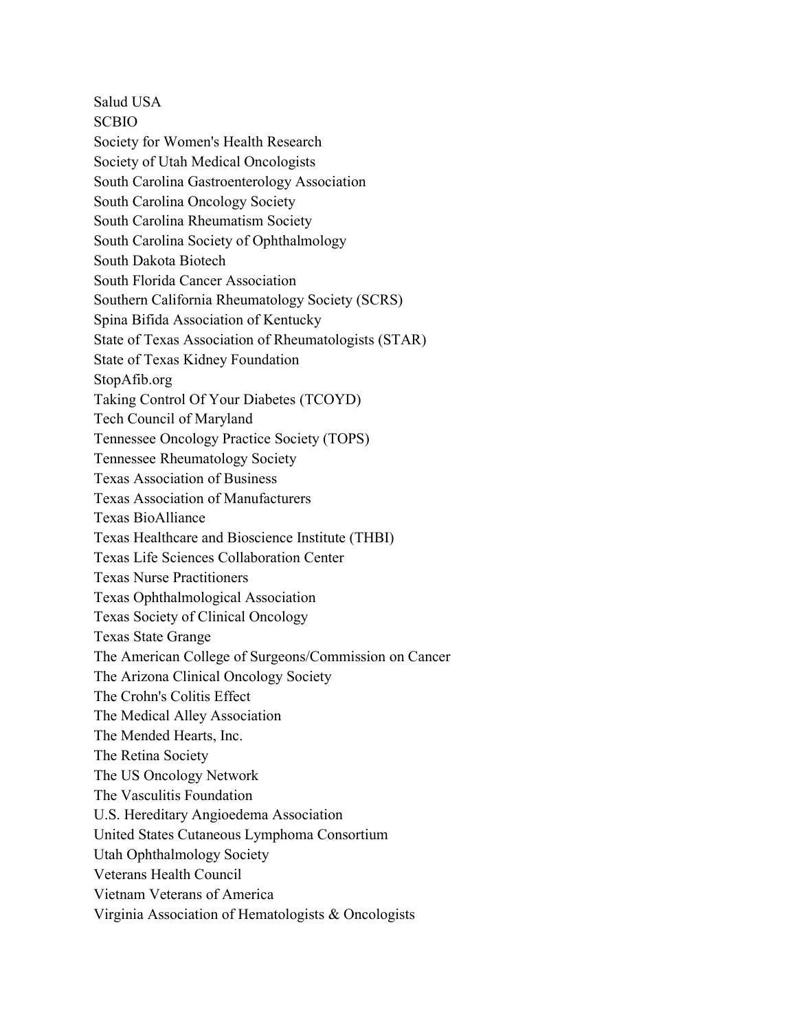Salud USA
SCBIO
Society for Women's Health Research
Society of Utah Medical Oncologists
South Carolina Gastroenterology Association
South Carolina Oncology Society
South Carolina Rheumatism Society
South Carolina Society of Ophthalmology
South Dakota Biotech
South Florida Cancer Association
Southern California Rheumatology Society (SCRS)
Spina Bifida Association of Kentucky
State of Texas Association of Rheumatologists (STAR)
State of Texas Kidney Foundation
StopAfib.org
Taking Control Of Your Diabetes (TCOYD)
Tech Council of Maryland
Tennessee Oncology Practice Society (TOPS)
Tennessee Rheumatology Society
Texas Association of Business
Texas Association of Manufacturers
Texas BioAlliance
Texas Healthcare and Bioscience Institute (THBI)
Texas Life Sciences Collaboration Center
Texas Nurse Practitioners
Texas Ophthalmological Association
Texas Society of Clinical Oncology
Texas State Grange
The American College of Surgeons/Commission on Cancer
The Arizona Clinical Oncology Society
The Crohn's Colitis Effect
The Medical Alley Association
The Mended Hearts, Inc.
The Retina Society
The US Oncology Network
The Vasculitis Foundation
U.S. Hereditary Angioedema Association
United States Cutaneous Lymphoma Consortium
Utah Ophthalmology Society
Veterans Health Council
Vietnam Veterans of America
Virginia Association of Hematologists & Oncologists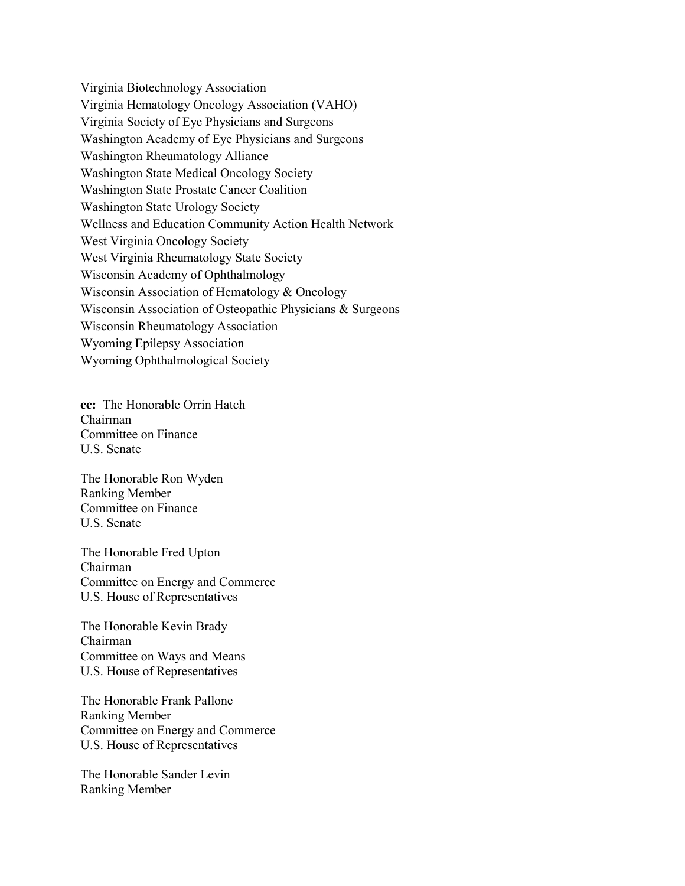Virginia Biotechnology Association
Virginia Hematology Oncology Association (VAHO)
Virginia Society of Eye Physicians and Surgeons
Washington Academy of Eye Physicians and Surgeons
Washington Rheumatology Alliance
Washington State Medical Oncology Society
Washington State Prostate Cancer Coalition
Washington State Urology Society
Wellness and Education Community Action Health Network
West Virginia Oncology Society
West Virginia Rheumatology State Society
Wisconsin Academy of Ophthalmology
Wisconsin Association of Hematology & Oncology
Wisconsin Association of Osteopathic Physicians & Surgeons
Wisconsin Rheumatology Association
Wyoming Epilepsy Association
Wyoming Ophthalmological Society

**cc:** The Honorable Orrin Hatch
Chairman
Committee on Finance
U.S. Senate

The Honorable Ron Wyden
Ranking Member
Committee on Finance
U.S. Senate

The Honorable Fred Upton
Chairman
Committee on Energy and Commerce
U.S. House of Representatives

The Honorable Kevin Brady
Chairman
Committee on Ways and Means
U.S. House of Representatives

The Honorable Frank Pallone
Ranking Member
Committee on Energy and Commerce
U.S. House of Representatives

The Honorable Sander Levin
Ranking Member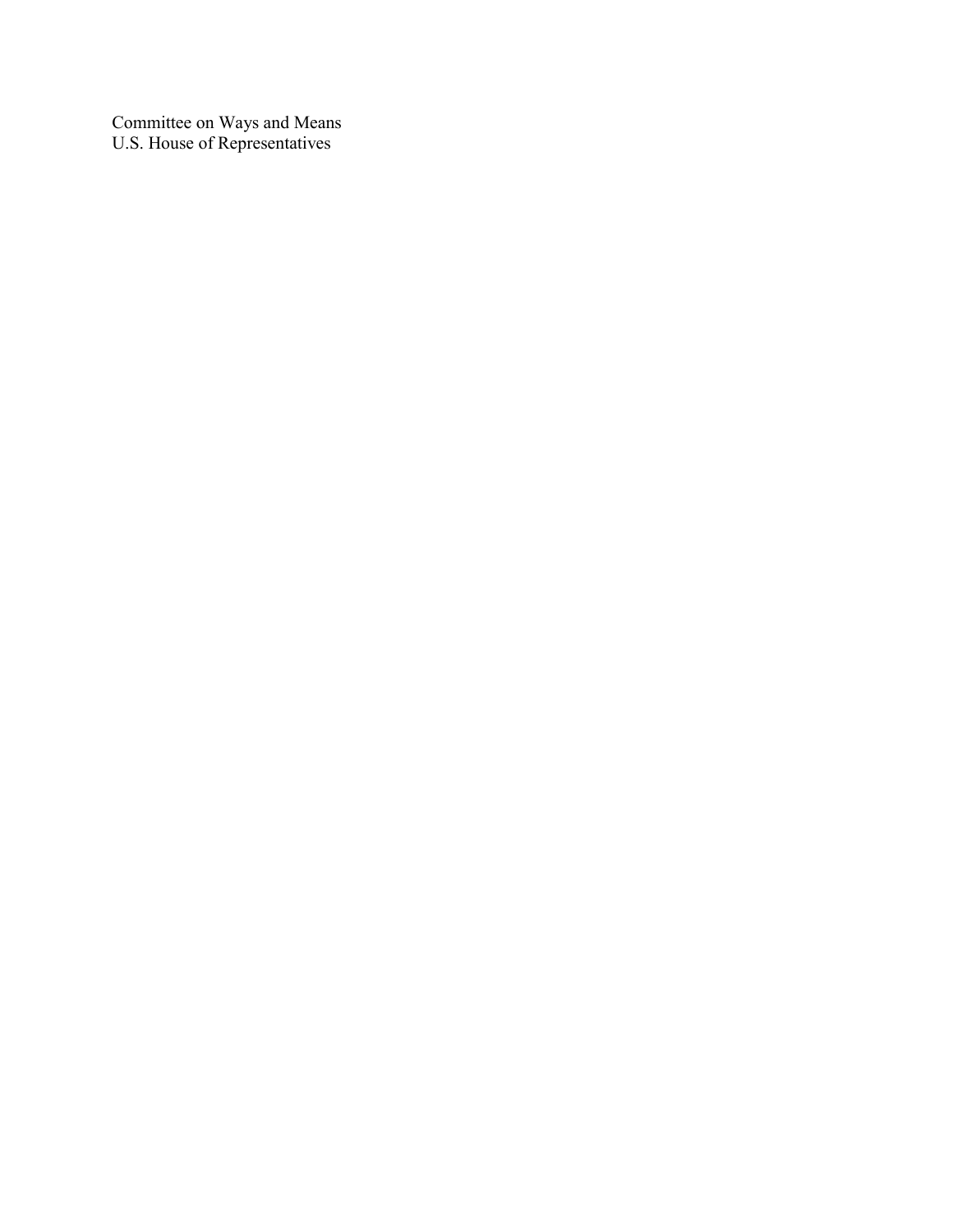Committee on Ways and Means
U.S. House of Representatives